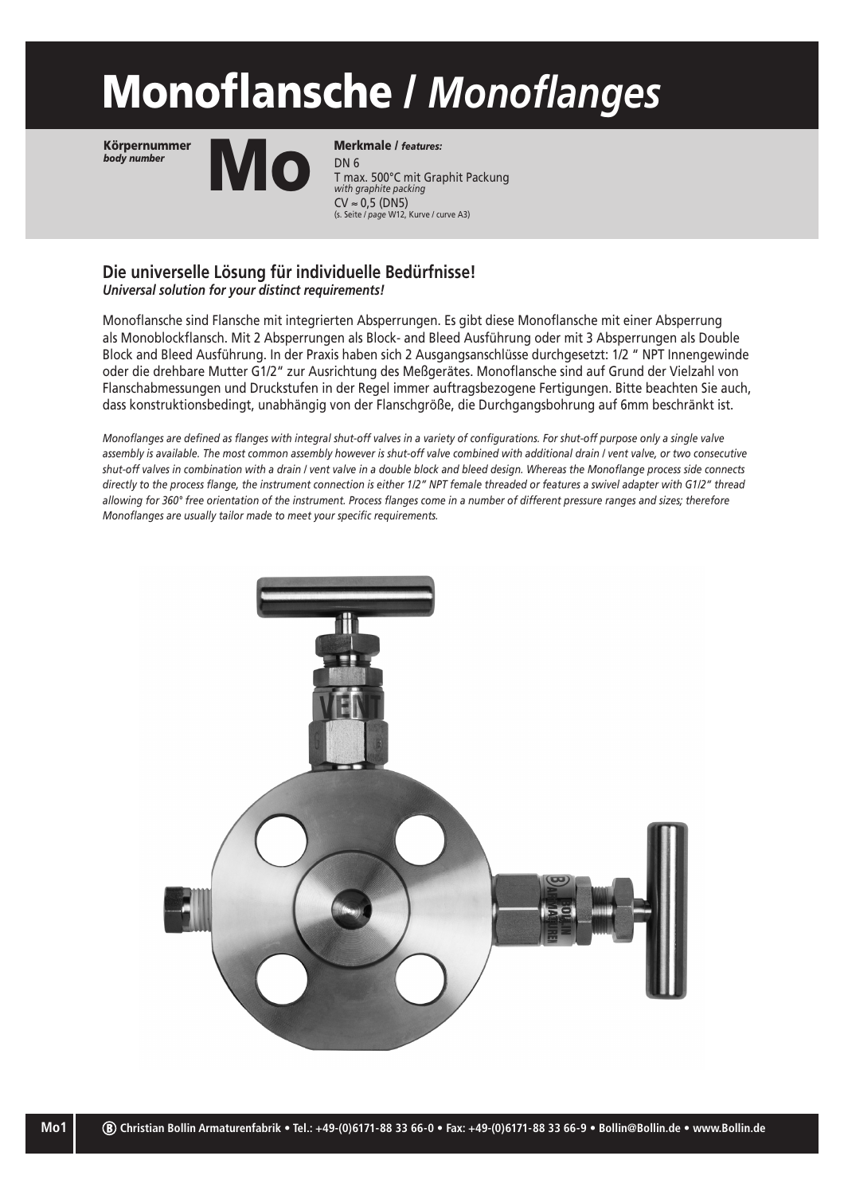# Monoflansche / *Monoflanges*

**Körpernummer**
***body number***

# Mo

**Merkmale / *features:***
DN 6
T max. 500°C mit Graphit Packung
*with graphite packing*
CV ≈ 0,5 (DN5)
(s. Seite / *page* W12, Kurve / *curve* A3)

## Die universelle Lösung für individuelle Bedürfnisse!
***Universal solution for your distinct requirements!***

Monoflansche sind Flansche mit integrierten Absperrungen. Es gibt diese Monoflansche mit einer Absperrung als Monoblockflansch. Mit 2 Absperrungen als Block- and Bleed Ausführung oder mit 3 Absperrungen als Double Block and Bleed Ausführung. In der Praxis haben sich 2 Ausgangsanschlüsse durchgesetzt: 1/2 " NPT Innengewinde oder die drehbare Mutter G1/2" zur Ausrichtung des Meßgerätes. Monoflansche sind auf Grund der Vielzahl von Flanschabmessungen und Druckstufen in der Regel immer auftragsbezogene Fertigungen. Bitte beachten Sie auch, dass konstruktionsbedingt, unabhängig von der Flanschgröße, die Durchgangsbohrung auf 6mm beschränkt ist.

*Monoflanges are defined as flanges with integral shut-off valves in a variety of configurations. For shut-off purpose only a single valve assembly is available. The most common assembly however is shut-off valve combined with additional drain / vent valve, or two consecutive shut-off valves in combination with a drain / vent valve in a double block and bleed design. Whereas the Monoflange process side connects directly to the process flange, the instrument connection is either 1/2" NPT female threaded or features a swivel adapter with G1/2" thread allowing for 360° free orientation of the instrument. Process flanges come in a number of different pressure ranges and sizes; therefore Monoflanges are usually tailor made to meet your specific requirements.*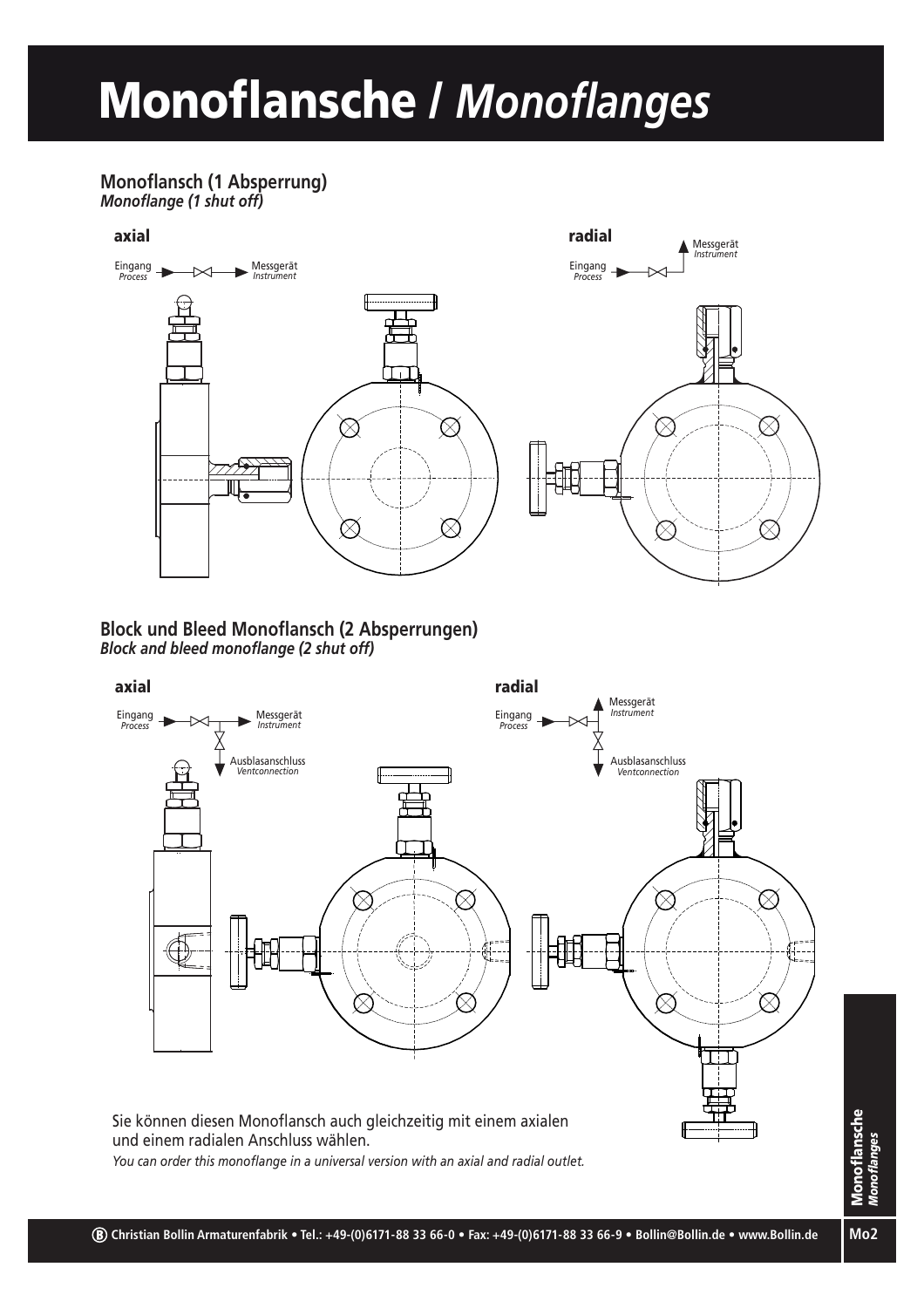# Monoflansche / *Monoflanges*

## Monoflansch (1 Absperrung)
***Monoflange (1 shut off)***

**axial**

Eingang *Process* → Messgerät *Instrument*

**radial**

Eingang *Process* → Messgerät *Instrument*

## Block und Bleed Monoflansch (2 Absperrungen)
***Block and bleed monoflange (2 shut off)***

**axial**

Eingang *Process* → Messgerät *Instrument*

Ausblasanschluss *Ventconnection*

**radial**

Eingang *Process* → Messgerät *Instrument*

Ausblasanschluss *Ventconnection*

Sie können diesen Monoflansch auch gleichzeitig mit einem axialen und einem radialen Anschluss wählen.

*You can order this monoflange in a universal version with an axial and radial outlet.*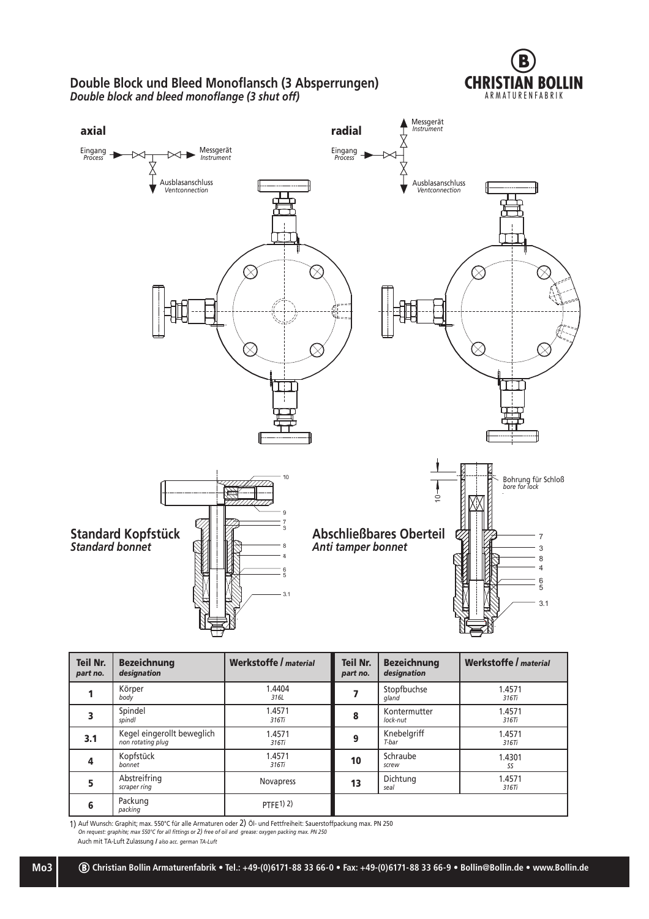# Double Block und Bleed Monoflansch (3 Absperrungen)
***Double block and bleed monoflange (3 shut off)***

**axial**

Eingang *Process* — Messgerät *Instrument* — Ausblasanschluss *Ventconnection*

**radial**

Messgerät *Instrument* — Eingang *Process* — Ausblasanschluss *Ventconnection*

## Standard Kopfstück
***Standard bonnet***

## Abschließbares Oberteil
***Anti tamper bonnet***

Bohrung für Schloß *bore for lock*

| Teil Nr. *part no.* | Bezeichnung *designation* | Werkstoffe / *material* | Teil Nr. *part no.* | Bezeichnung *designation* | Werkstoffe / *material* |
|---|---|---|---|---|---|
| **1** | Körper *body* | 1.4404 *316L* | **7** | Stopfbuchse *gland* | 1.4571 *316Ti* |
| **3** | Spindel *spindl* | 1.4571 *316Ti* | **8** | Kontermutter *lock-nut* | 1.4571 *316Ti* |
| **3.1** | Kegel eingerollt beweglich *non rotating plug* | 1.4571 *316Ti* | **9** | Knebelgriff *T-bar* | 1.4571 *316Ti* |
| **4** | Kopfstück *bonnet* | 1.4571 *316Ti* | **10** | Schraube *screw* | 1.4301 *SS* |
| **5** | Abstreifring *scraper ring* | Novapress | **13** | Dichtung *seal* | 1.4571 *316Ti* |
| **6** | Packung *packing* | PTFE 1) 2) | | | |

1) Auf Wunsch: Graphit; max. 550°C für alle Armaturen oder 2) Öl- und Fettfreiheit: Sauerstoffpackung max. PN 250
*On request: graphite; max 550°C for all fittings or 2) free of oil and grease: oxygen packing max. PN 250*
Auch mit TA-Luft Zulassung / *also acc. german TA-Luft*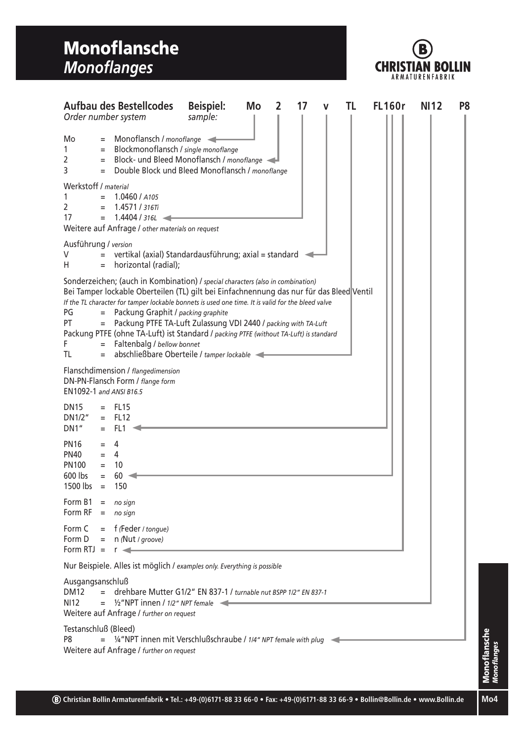# Monoflansche
*Monoflanges*

**CHRISTIAN BOLLIN** ARMATURENFABRIK

## Aufbau des Bestellcodes — Beispiel: Mo 2 17 v TL FL160r NI12 P8
*Order number system — sample:*

| | | |
|---|---|---|
| Mo | = | Monoflansch / *monoflange* |
| 1 | = | Blockmonoflansch / *single monoflange* |
| 2 | = | Block- und Bleed Monoflansch / *monoflange* |
| 3 | = | Double Block und Bleed Monoflansch / *monoflange* |

Werkstoff / *material*

| | | |
|---|---|---|
| 1 | = | 1.0460 / *A105* |
| 2 | = | 1.4571 / *316Ti* |
| 17 | = | 1.4404 / *316L* |

Weitere auf Anfrage / *other materials on request*

Ausführung / *version*

| | | |
|---|---|---|
| V | = | vertikal (axial) Standardausführung; axial = standard |
| H | = | horizontal (radial); |

Sonderzeichen; (auch in Kombination) / *special characters (also in combination)*
Bei Tamper lockable Oberteilen (TL) gilt bei Einfachnennung das nur für das Bleed Ventil
*If the TL character for tamper lockable bonnets is used one time. It is valid for the bleed valve*

| | | |
|---|---|---|
| PG | = | Packung Graphit / *packing graphite* |
| PT | = | Packung PTFE TA-Luft Zulassung VDI 2440 / *packing with TA-Luft* |

Packung PTFE (ohne TA-Luft) ist Standard / *packing PTFE (without TA-Luft) is standard*

| | | |
|---|---|---|
| F | = | Faltenbalg / *bellow bonnet* |
| TL | = | abschließbare Oberteile / *tamper lockable* |

Flanschdimension / *flangedimension*
DN-PN-Flansch Form / *flange form*
EN1092-1 *and ANSI B16.5*

| | | |
|---|---|---|
| DN15 | = | FL15 |
| DN1/2" | = | FL12 |
| DN1" | = | FL1 |

| | | |
|---|---|---|
| PN16 | = | 4 |
| PN40 | = | 4 |
| PN100 | = | 10 |
| 600 lbs | = | 60 |
| 1500 lbs | = | 150 |

| | | |
|---|---|---|
| Form B1 | = | *no sign* |
| Form RF | = | *no sign* |

| | | |
|---|---|---|
| Form C | = | f (Feder / *tongue)* |
| Form D | = | n (Nut / *groove)* |
| Form RTJ | = | r |

Nur Beispiele. Alles ist möglich / *examples only. Everything is possible*

Ausgangsanschluß

| | | |
|---|---|---|
| DM12 | = | drehbare Mutter G1/2" EN 837-1 / *turnable nut BSPP 1/2" EN 837-1* |
| NI12 | = | ½"NPT innen / *1/2" NPT female* |

Weitere auf Anfrage / *further on request*

Testanschluß (Bleed)

| | | |
|---|---|---|
| P8 | = | ¼"NPT innen mit Verschlußschraube / *1/4" NPT female with plug* |

Weitere auf Anfrage / *further on request*

Christian Bollin Armaturenfabrik • Tel.: +49-(0)6171-88 33 66-0 • Fax: +49-(0)6171-88 33 66-9 • Bollin@Bollin.de • www.Bollin.de